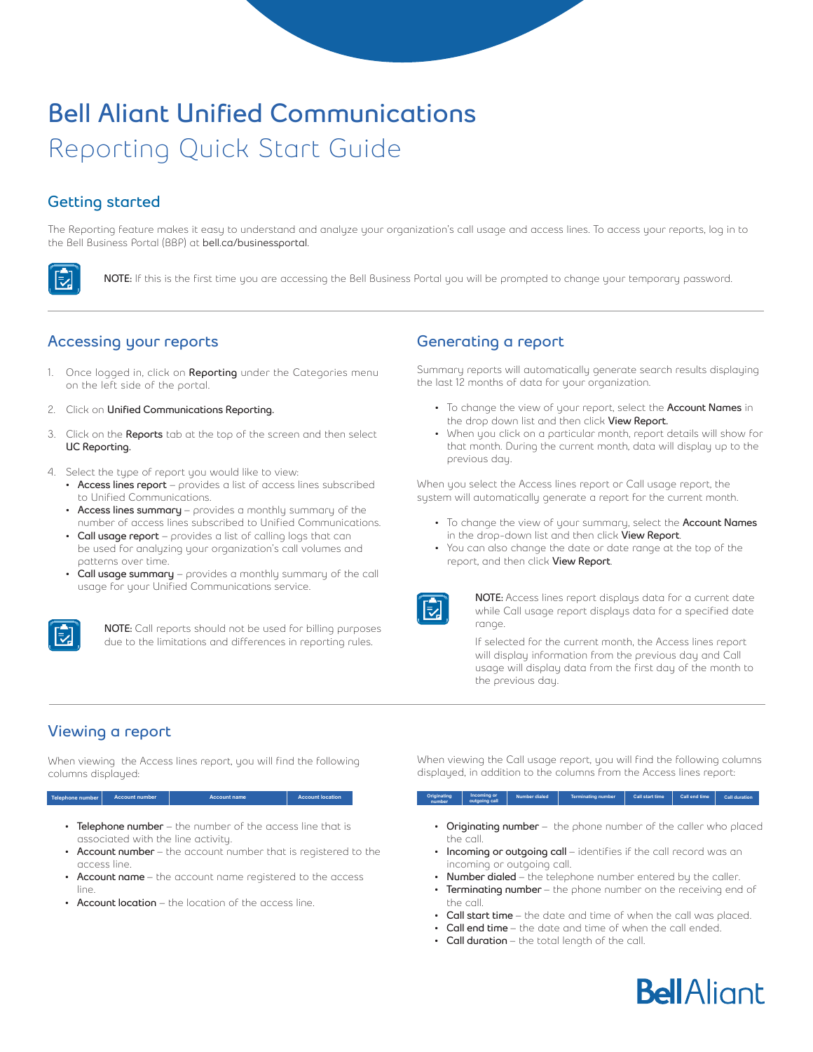# Bell Aliant Unified Communications

Reporting Quick Start Guide

## Getting started

The Reporting feature makes it easy to understand and analyze your organization's call usage and access lines. To access your reports, log in to the Bell Business Portal (BBP) at **bell.ca/businessportal**.

**NOTE:** If this is the first time you are accessing the Bell Business Portal you will be prompted to change your temporary password.

## Accessing your reports

1. Once logged in, click on **Reporting** under the Categories menu on the left side of the portal.
2. Click on **Unified Communications Reporting.**
3. Click on the **Reports** tab at the top of the screen and then select **UC Reporting.**
4. Select the type of report you would like to view:
   - **Access lines report** – provides a list of access lines subscribed to Unified Communications.
   - **Access lines summary** – provides a monthly summary of the number of access lines subscribed to Unified Communications.
   - **Call usage report** – provides a list of calling logs that can be used for analyzing your organization's call volumes and patterns over time.
   - **Call usage summary** – provides a monthly summary of the call usage for your Unified Communications service.

**NOTE:** Call reports should not be used for billing purposes due to the limitations and differences in reporting rules.

## Generating a report

Summary reports will automatically generate search results displaying the last 12 months of data for your organization.

- To change the view of your report, select the **Account Names** in the drop down list and then click **View Report.**
- When you click on a particular month, report details will show for that month. During the current month, data will display up to the previous day.

When you select the Access lines report or Call usage report, the system will automatically generate a report for the current month.

- To change the view of your summary, select the **Account Names** in the drop-down list and then click **View Report**.
- You can also change the date or date range at the top of the report, and then click **View Report**.

**NOTE:** Access lines report displays data for a current date while Call usage report displays data for a specified date range.

If selected for the current month, the Access lines report will display information from the previous day and Call usage will display data from the first day of the month to the previous day.

## Viewing a report

When viewing the Access lines report, you will find the following columns displayed:

| Telephone number | Account number | Account name | Account location |
|---|---|---|---|

- **Telephone number** – the number of the access line that is associated with the line activity.
- **Account number** – the account number that is registered to the access line.
- **Account name** – the account name registered to the access line.
- **Account location** – the location of the access line.

When viewing the Call usage report, you will find the following columns displayed, in addition to the columns from the Access lines report:

| Originating number | Incoming or outgoing call | Number dialed | Terminating number | Call start time | Call end time | Call duration |
|---|---|---|---|---|---|---|

- **Originating number** – the phone number of the caller who placed the call.
- **Incoming or outgoing call** – identifies if the call record was an incoming or outgoing call.
- **Number dialed** – the telephone number entered by the caller.
- **Terminating number** – the phone number on the receiving end of the call.
- **Call start time** – the date and time of when the call was placed.
- **Call end time** – the date and time of when the call ended.
- **Call duration** – the total length of the call.

Bell Aliant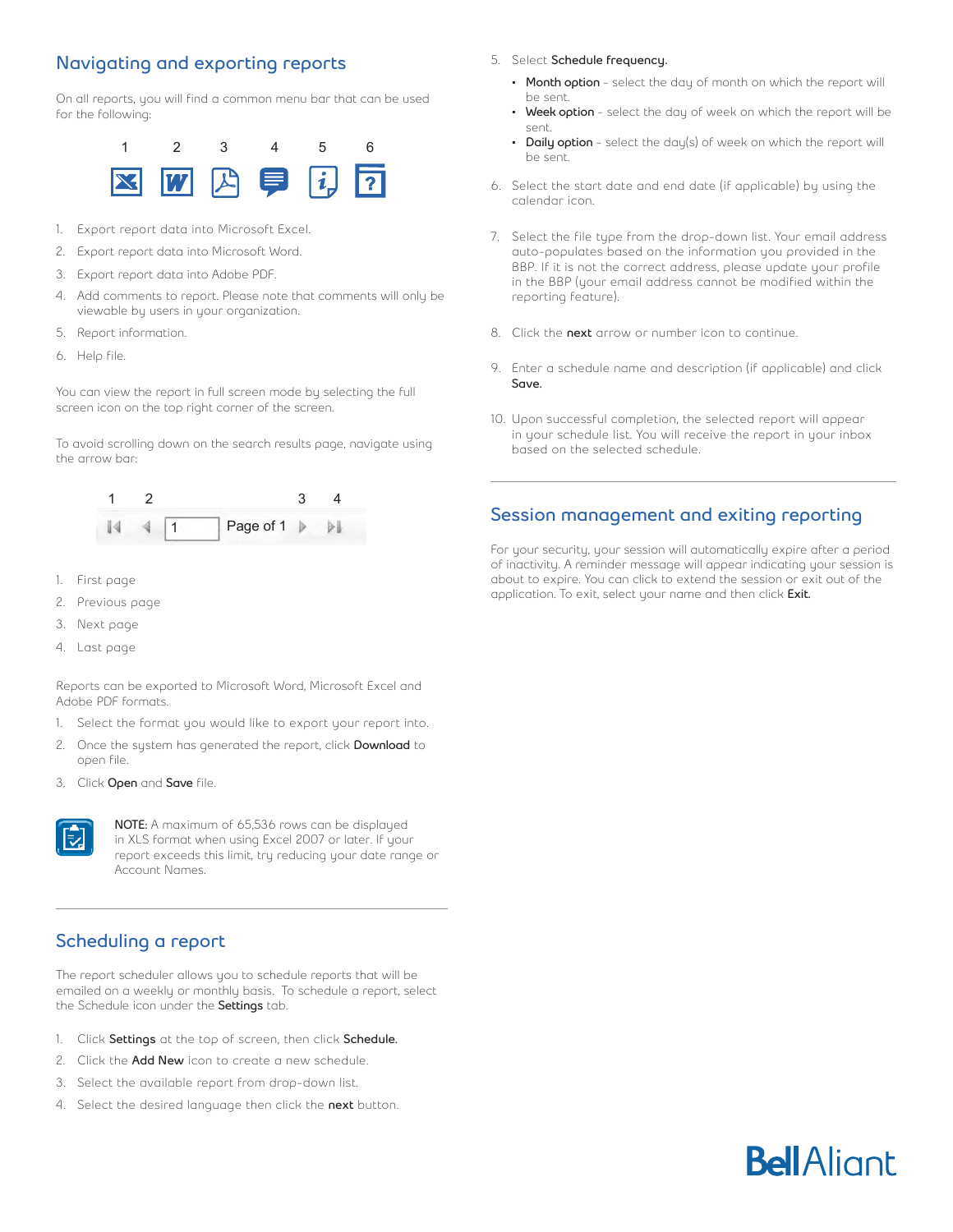## Navigating and exporting reports

On all reports, you will find a common menu bar that can be used for the following:

1 2 3 4 5 6

1. Export report data into Microsoft Excel.
2. Export report data into Microsoft Word.
3. Export report data into Adobe PDF.
4. Add comments to report. Please note that comments will only be viewable by users in your organization.
5. Report information.
6. Help file.

You can view the report in full screen mode by selecting the full screen icon on the top right corner of the screen.

To avoid scrolling down on the search results page, navigate using the arrow bar:

1 2 3 4

1 Page of 1

1. First page
2. Previous page
3. Next page
4. Last page

Reports can be exported to Microsoft Word, Microsoft Excel and Adobe PDF formats.

1. Select the format you would like to export your report into.
2. Once the system has generated the report, click **Download** to open file.
3. Click **Open** and **Save** file.

**NOTE:** A maximum of 65,536 rows can be displayed in XLS format when using Excel 2007 or later. If your report exceeds this limit, try reducing your date range or Account Names.

## Scheduling a report

The report scheduler allows you to schedule reports that will be emailed on a weekly or monthly basis. To schedule a report, select the Schedule icon under the **Settings** tab.

1. Click **Settings** at the top of screen, then click **Schedule.**
2. Click the **Add New** icon to create a new schedule.
3. Select the available report from drop-down list.
4. Select the desired language then click the **next** button.
5. Select **Schedule frequency.**
   - **Month option** - select the day of month on which the report will be sent.
   - **Week option** - select the day of week on which the report will be sent.
   - **Daily option** - select the day(s) of week on which the report will be sent.
6. Select the start date and end date (if applicable) by using the calendar icon.
7. Select the file type from the drop-down list. Your email address auto-populates based on the information you provided in the BBP. If it is not the correct address, please update your profile in the BBP (your email address cannot be modified within the reporting feature).
8. Click the **next** arrow or number icon to continue.
9. Enter a schedule name and description (if applicable) and click **Save.**
10. Upon successful completion, the selected report will appear in your schedule list. You will receive the report in your inbox based on the selected schedule.

## Session management and exiting reporting

For your security, your session will automatically expire after a period of inactivity. A reminder message will appear indicating your session is about to expire. You can click to extend the session or exit out of the application. To exit, select your name and then click **Exit.**

Bell Aliant